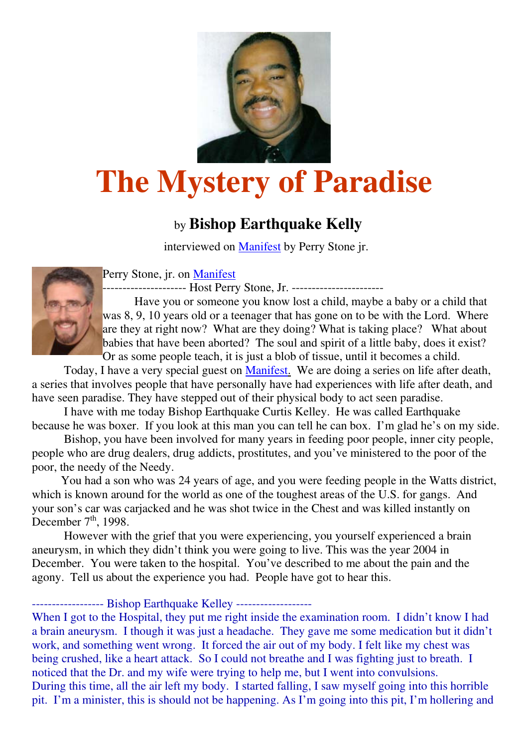# The Mystery of Paradise

## by **Bishop Earthquake Kelly**

interviewed on Manifest by Perry Stone jr.

Perry Stone, jr. on Manifest

-------------------- Host Perry Stone, Jr. ----------------------

Have you or someone you know lost a child, maybe a baby or a child that was 8, 9, 10 years old or a teenager that has gone on to be with the Lord. Where are they at right now? What are they doing? What is taking place? What about babies that have been aborted? The soul and spirit of a little baby, does it exist? Or as some people teach, it is just a blob of tissue, until it becomes a child.

Today, I have a very special guest on Manifest. We are doing a series on life after death, a series that involves people that have personally have had experiences with life after death, and have seen paradise. They have stepped out of their physical body to act seen paradise.

I have with me today Bishop Earthquake Curtis Kelley. He was called Earthquake because he was boxer. If you look at this man you can tell he can box. I'm glad he's on my side.

Bishop, you have been involved for many years in feeding poor people, inner city people, people who are drug dealers, drug addicts, prostitutes, and you've ministered to the poor of the poor, the needy of the Needy.

You had a son who was 24 years of age, and you were feeding people in the Watts district, which is known around for the world as one of the toughest areas of the U.S. for gangs. And your son's car was carjacked and he was shot twice in the Chest and was killed instantly on December 7th, 1998.

However with the grief that you were experiencing, you yourself experienced a brain aneurysm, in which they didn't think you were going to live. This was the year 2004 in December. You were taken to the hospital. You've described to me about the pain and the agony. Tell us about the experience you had. People have got to hear this.

------------------ Bishop Earthquake Kelley -------------------

When I got to the Hospital, they put me right inside the examination room. I didn't know I had a brain aneurysm. I though it was just a headache. They gave me some medication but it didn't work, and something went wrong. It forced the air out of my body. I felt like my chest was being crushed, like a heart attack. So I could not breathe and I was fighting just to breath. I noticed that the Dr. and my wife were trying to help me, but I went into convulsions.

During this time, all the air left my body. I started falling, I saw myself going into this horrible pit. I'm a minister, this is should not be happening. As I'm going into this pit, I'm hollering and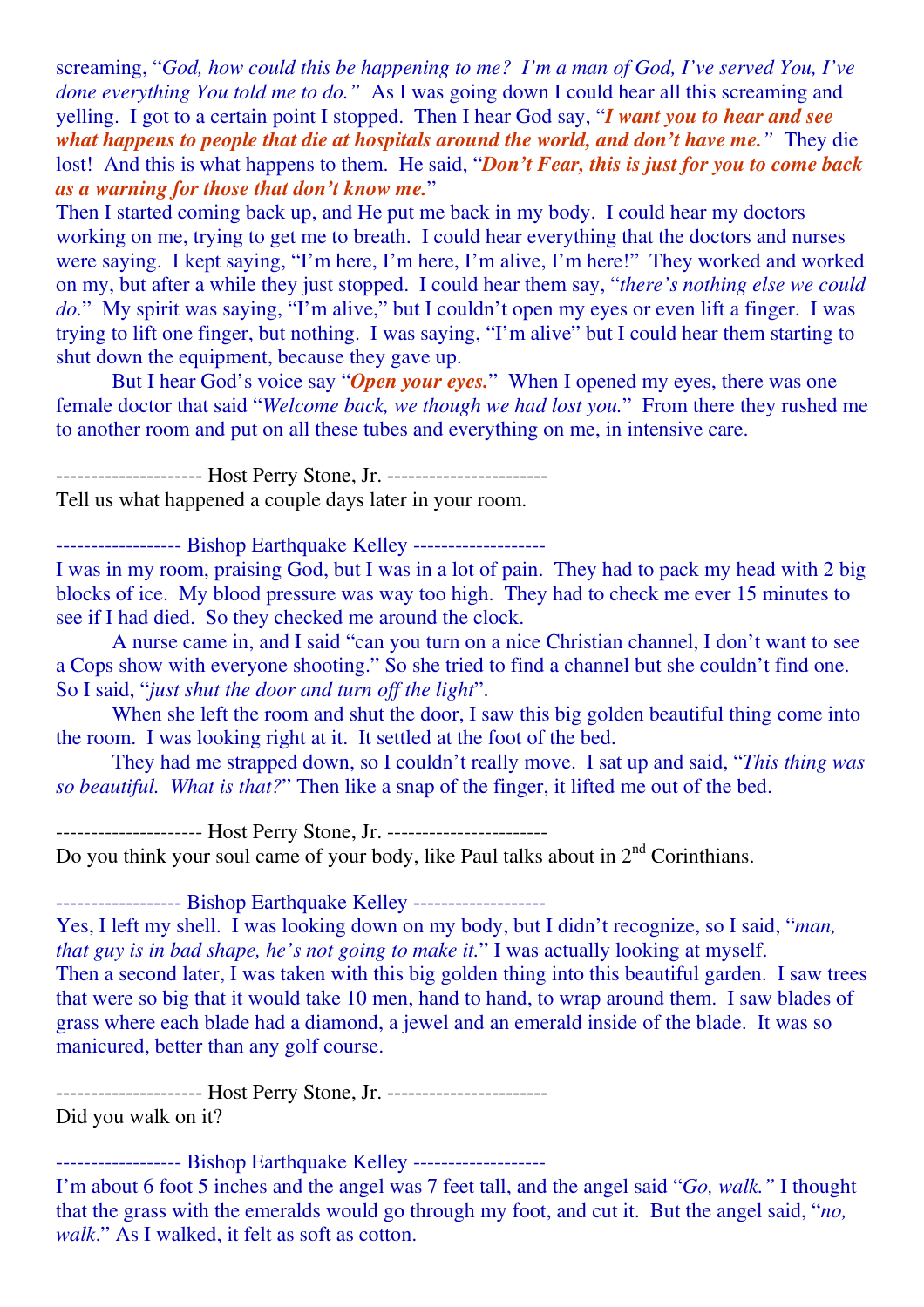screaming, "*God, how could this be happening to me? I'm a man of God, I've served You, I've done everything You told me to do.*" As I was going down I could hear all this screaming and yelling. I got to a certain point I stopped. Then I hear God say, "***I want you to hear and see what happens to people that die at hospitals around the world, and don't have me.***" They die lost! And this is what happens to them. He said, "***Don't Fear, this is just for you to come back as a warning for those that don't know me.***"

Then I started coming back up, and He put me back in my body. I could hear my doctors working on me, trying to get me to breath. I could hear everything that the doctors and nurses were saying. I kept saying, "I'm here, I'm here, I'm alive, I'm here!" They worked and worked on my, but after a while they just stopped. I could hear them say, "*there's nothing else we could do.*" My spirit was saying, "I'm alive," but I couldn't open my eyes or even lift a finger. I was trying to lift one finger, but nothing. I was saying, "I'm alive" but I could hear them starting to shut down the equipment, because they gave up.

But I hear God's voice say "***Open your eyes.***" When I opened my eyes, there was one female doctor that said "*Welcome back, we though we had lost you.*" From there they rushed me to another room and put on all these tubes and everything on me, in intensive care.

--------------------- Host Perry Stone, Jr. -----------------------

Tell us what happened a couple days later in your room.

------------------ Bishop Earthquake Kelley -------------------

I was in my room, praising God, but I was in a lot of pain. They had to pack my head with 2 big blocks of ice. My blood pressure was way too high. They had to check me ever 15 minutes to see if I had died. So they checked me around the clock.

A nurse came in, and I said "can you turn on a nice Christian channel, I don't want to see a Cops show with everyone shooting." So she tried to find a channel but she couldn't find one. So I said, "*just shut the door and turn off the light*".

When she left the room and shut the door, I saw this big golden beautiful thing come into the room. I was looking right at it. It settled at the foot of the bed.

They had me strapped down, so I couldn't really move. I sat up and said, "*This thing was so beautiful. What is that?*" Then like a snap of the finger, it lifted me out of the bed.

--------------------- Host Perry Stone, Jr. -----------------------

Do you think your soul came of your body, like Paul talks about in 2nd Corinthians.

------------------ Bishop Earthquake Kelley -------------------

Yes, I left my shell. I was looking down on my body, but I didn't recognize, so I said, "*man, that guy is in bad shape, he's not going to make it.*" I was actually looking at myself.

Then a second later, I was taken with this big golden thing into this beautiful garden. I saw trees that were so big that it would take 10 men, hand to hand, to wrap around them. I saw blades of grass where each blade had a diamond, a jewel and an emerald inside of the blade. It was so manicured, better than any golf course.

--------------------- Host Perry Stone, Jr. -----------------------

Did you walk on it?

------------------ Bishop Earthquake Kelley -------------------

I'm about 6 foot 5 inches and the angel was 7 feet tall, and the angel said "*Go, walk.*" I thought that the grass with the emeralds would go through my foot, and cut it. But the angel said, "*no, walk.*" As I walked, it felt as soft as cotton.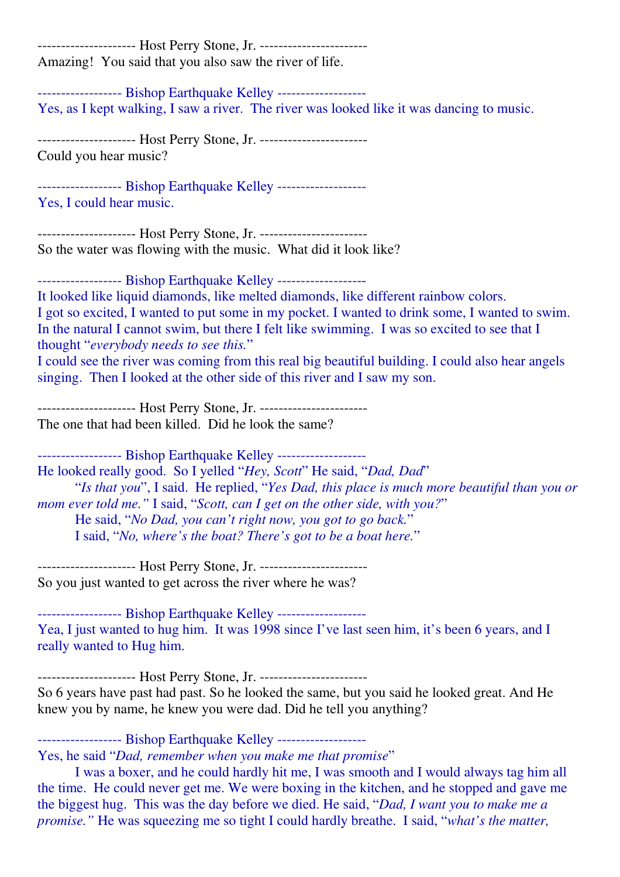-------------------- Host Perry Stone, Jr. ----------------------
Amazing!  You said that you also saw the river of life.

----------------- Bishop Earthquake Kelley ------------------
Yes, as I kept walking, I saw a river.  The river was looked like it was dancing to music.

-------------------- Host Perry Stone, Jr. ----------------------
Could you hear music?

----------------- Bishop Earthquake Kelley ------------------
Yes, I could hear music.

-------------------- Host Perry Stone, Jr. ----------------------
So the water was flowing with the music.  What did it look like?

----------------- Bishop Earthquake Kelley ------------------
It looked like liquid diamonds, like melted diamonds, like different rainbow colors.
I got so excited, I wanted to put some in my pocket. I wanted to drink some, I wanted to swim. In the natural I cannot swim, but there I felt like swimming.  I was so excited to see that I thought "*everybody needs to see this.*"
I could see the river was coming from this real big beautiful building. I could also hear angels singing.  Then I looked at the other side of this river and I saw my son.

-------------------- Host Perry Stone, Jr. ----------------------
The one that had been killed.  Did he look the same?

----------------- Bishop Earthquake Kelley ------------------
He looked really good.  So I yelled "*Hey, Scott*" He said, "*Dad, Dad*"
"*Is that you*", I said.  He replied, "*Yes Dad, this place is much more beautiful than you or mom ever told me.*" I said, "*Scott, can I get on the other side, with you?*"
He said, "*No Dad, you can't right now, you got to go back.*"
I said, "*No, where's the boat? There's got to be a boat here.*"

-------------------- Host Perry Stone, Jr. ----------------------
So you just wanted to get across the river where he was?

----------------- Bishop Earthquake Kelley ------------------
Yea, I just wanted to hug him.  It was 1998 since I've last seen him, it's been 6 years, and I really wanted to Hug him.

-------------------- Host Perry Stone, Jr. ----------------------
So 6 years have past had past. So he looked the same, but you said he looked great. And He knew you by name, he knew you were dad. Did he tell you anything?

----------------- Bishop Earthquake Kelley ------------------
Yes, he said "*Dad, remember when you make me that promise*"
I was a boxer, and he could hardly hit me, I was smooth and I would always tag him all the time.  He could never get me. We were boxing in the kitchen, and he stopped and gave me the biggest hug.  This was the day before we died. He said, "*Dad, I want you to make me a promise.*" He was squeezing me so tight I could hardly breathe.  I said, "*what's the matter,*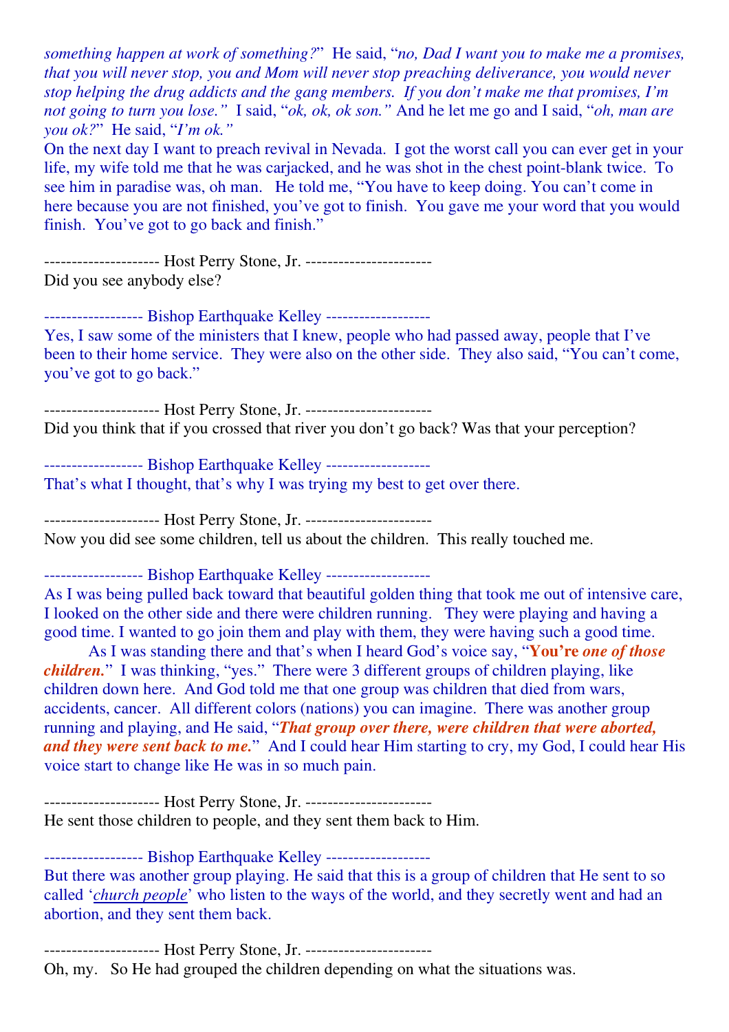*something happen at work of something?*" He said, "*no, Dad I want you to make me a promises, that you will never stop, you and Mom will never stop preaching deliverance, you would never stop helping the drug addicts and the gang members. If you don't make me that promises, I'm not going to turn you lose.*" I said, "*ok, ok, ok son.*" And he let me go and I said, "*oh, man are you ok?*" He said, "*I'm ok.*"

On the next day I want to preach revival in Nevada. I got the worst call you can ever get in your life, my wife told me that he was carjacked, and he was shot in the chest point-blank twice. To see him in paradise was, oh man. He told me, "You have to keep doing. You can't come in here because you are not finished, you've got to finish. You gave me your word that you would finish. You've got to go back and finish."

-------------------- Host Perry Stone, Jr. ----------------------

Did you see anybody else?

----------------- Bishop Earthquake Kelley ------------------

Yes, I saw some of the ministers that I knew, people who had passed away, people that I've been to their home service. They were also on the other side. They also said, "You can't come, you've got to go back."

-------------------- Host Perry Stone, Jr. ----------------------

Did you think that if you crossed that river you don't go back? Was that your perception?

----------------- Bishop Earthquake Kelley ------------------

That's what I thought, that's why I was trying my best to get over there.

-------------------- Host Perry Stone, Jr. ----------------------

Now you did see some children, tell us about the children. This really touched me.

----------------- Bishop Earthquake Kelley ------------------

As I was being pulled back toward that beautiful golden thing that took me out of intensive care, I looked on the other side and there were children running. They were playing and having a good time. I wanted to go join them and play with them, they were having such a good time.

As I was standing there and that's when I heard God's voice say, "**You're *one of those children.***" I was thinking, "yes." There were 3 different groups of children playing, like children down here. And God told me that one group was children that died from wars, accidents, cancer. All different colors (nations) you can imagine. There was another group running and playing, and He said, "***That group over there, were children that were aborted, and they were sent back to me.***" And I could hear Him starting to cry, my God, I could hear His voice start to change like He was in so much pain.

-------------------- Host Perry Stone, Jr. ----------------------

He sent those children to people, and they sent them back to Him.

----------------- Bishop Earthquake Kelley ------------------

But there was another group playing. He said that this is a group of children that He sent to so called '*church people*' who listen to the ways of the world, and they secretly went and had an abortion, and they sent them back.

-------------------- Host Perry Stone, Jr. ----------------------

Oh, my. So He had grouped the children depending on what the situations was.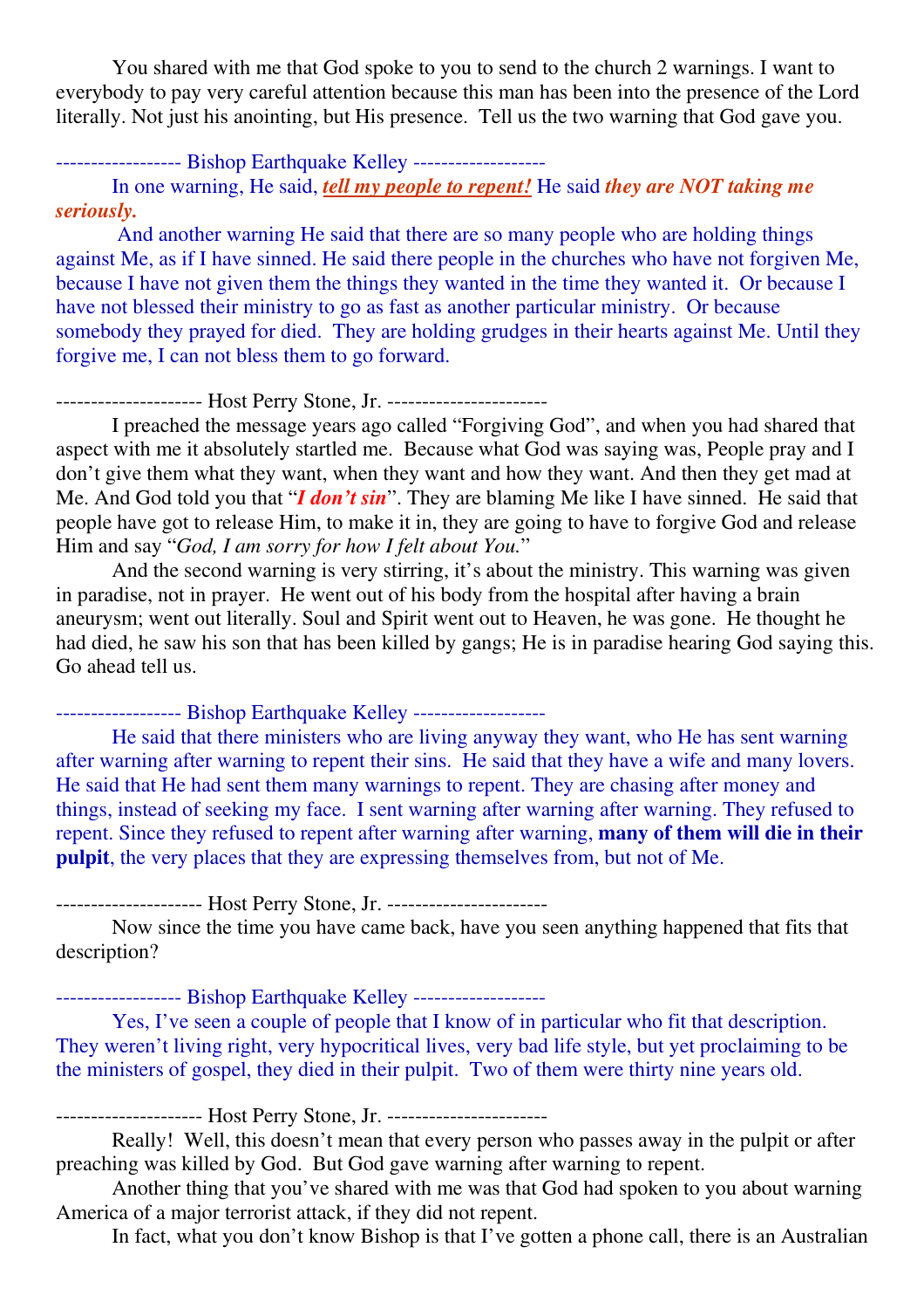You shared with me that God spoke to you to send to the church 2 warnings. I want to everybody to pay very careful attention because this man has been into the presence of the Lord literally. Not just his anointing, but His presence. Tell us the two warning that God gave you.

------------------ Bishop Earthquake Kelley -------------------

In one warning, He said, ***tell my people to repent!*** He said ***they are NOT taking me seriously.***

And another warning He said that there are so many people who are holding things against Me, as if I have sinned. He said there people in the churches who have not forgiven Me, because I have not given them the things they wanted in the time they wanted it. Or because I have not blessed their ministry to go as fast as another particular ministry. Or because somebody they prayed for died. They are holding grudges in their hearts against Me. Until they forgive me, I can not bless them to go forward.

--------------------- Host Perry Stone, Jr. -----------------------

I preached the message years ago called "Forgiving God", and when you had shared that aspect with me it absolutely startled me. Because what God was saying was, People pray and I don't give them what they want, when they want and how they want. And then they get mad at Me. And God told you that "***I don't sin***". They are blaming Me like I have sinned. He said that people have got to release Him, to make it in, they are going to have to forgive God and release Him and say "*God, I am sorry for how I felt about You.*"

And the second warning is very stirring, it's about the ministry. This warning was given in paradise, not in prayer. He went out of his body from the hospital after having a brain aneurysm; went out literally. Soul and Spirit went out to Heaven, he was gone. He thought he had died, he saw his son that has been killed by gangs; He is in paradise hearing God saying this. Go ahead tell us.

------------------ Bishop Earthquake Kelley -------------------

He said that there ministers who are living anyway they want, who He has sent warning after warning after warning to repent their sins. He said that they have a wife and many lovers. He said that He had sent them many warnings to repent. They are chasing after money and things, instead of seeking my face. I sent warning after warning after warning. They refused to repent. Since they refused to repent after warning after warning, **many of them will die in their pulpit**, the very places that they are expressing themselves from, but not of Me.

--------------------- Host Perry Stone, Jr. -----------------------

Now since the time you have came back, have you seen anything happened that fits that description?

------------------ Bishop Earthquake Kelley -------------------

Yes, I've seen a couple of people that I know of in particular who fit that description. They weren't living right, very hypocritical lives, very bad life style, but yet proclaiming to be the ministers of gospel, they died in their pulpit. Two of them were thirty nine years old.

--------------------- Host Perry Stone, Jr. -----------------------

Really! Well, this doesn't mean that every person who passes away in the pulpit or after preaching was killed by God. But God gave warning after warning to repent.

Another thing that you've shared with me was that God had spoken to you about warning America of a major terrorist attack, if they did not repent.

In fact, what you don't know Bishop is that I've gotten a phone call, there is an Australian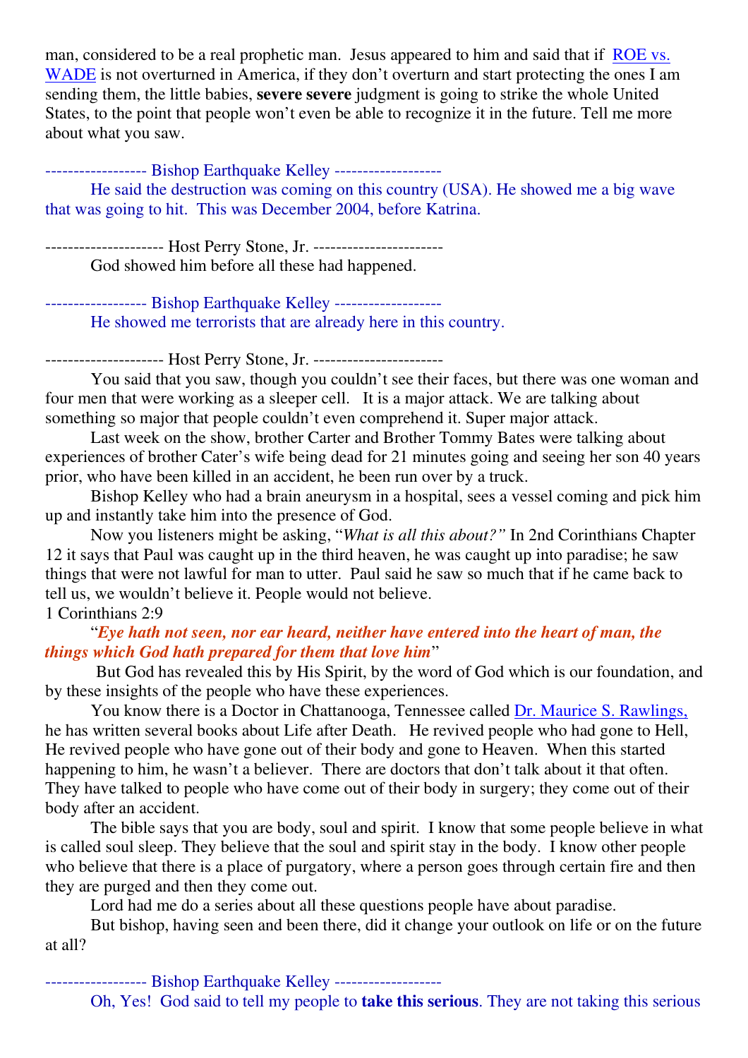man, considered to be a real prophetic man. Jesus appeared to him and said that if [ROE vs. WADE] is not overturned in America, if they don't overturn and start protecting the ones I am sending them, the little babies, **severe severe** judgment is going to strike the whole United States, to the point that people won't even be able to recognize it in the future. Tell me more about what you saw.

------------------ Bishop Earthquake Kelley -------------------

He said the destruction was coming on this country (USA). He showed me a big wave that was going to hit. This was December 2004, before Katrina.

--------------------- Host Perry Stone, Jr. -----------------------

God showed him before all these had happened.

------------------ Bishop Earthquake Kelley -------------------

He showed me terrorists that are already here in this country.

--------------------- Host Perry Stone, Jr. -----------------------

You said that you saw, though you couldn't see their faces, but there was one woman and four men that were working as a sleeper cell. It is a major attack. We are talking about something so major that people couldn't even comprehend it. Super major attack.

Last week on the show, brother Carter and Brother Tommy Bates were talking about experiences of brother Cater's wife being dead for 21 minutes going and seeing her son 40 years prior, who have been killed in an accident, he been run over by a truck.

Bishop Kelley who had a brain aneurysm in a hospital, sees a vessel coming and pick him up and instantly take him into the presence of God.

Now you listeners might be asking, "*What is all this about?*" In 2nd Corinthians Chapter 12 it says that Paul was caught up in the third heaven, he was caught up into paradise; he saw things that were not lawful for man to utter. Paul said he saw so much that if he came back to tell us, we wouldn't believe it. People would not believe.

1 Corinthians 2:9

"***Eye hath not seen, nor ear heard, neither have entered into the heart of man, the things which God hath prepared for them that love him***"

But God has revealed this by His Spirit, by the word of God which is our foundation, and by these insights of the people who have these experiences.

You know there is a Doctor in Chattanooga, Tennessee called [Dr. Maurice S. Rawlings,] he has written several books about Life after Death. He revived people who had gone to Hell, He revived people who have gone out of their body and gone to Heaven. When this started happening to him, he wasn't a believer. There are doctors that don't talk about it that often. They have talked to people who have come out of their body in surgery; they come out of their body after an accident.

The bible says that you are body, soul and spirit. I know that some people believe in what is called soul sleep. They believe that the soul and spirit stay in the body. I know other people who believe that there is a place of purgatory, where a person goes through certain fire and then they are purged and then they come out.

Lord had me do a series about all these questions people have about paradise.

But bishop, having seen and been there, did it change your outlook on life or on the future at all?

------------------ Bishop Earthquake Kelley -------------------

Oh, Yes! God said to tell my people to **take this serious**. They are not taking this serious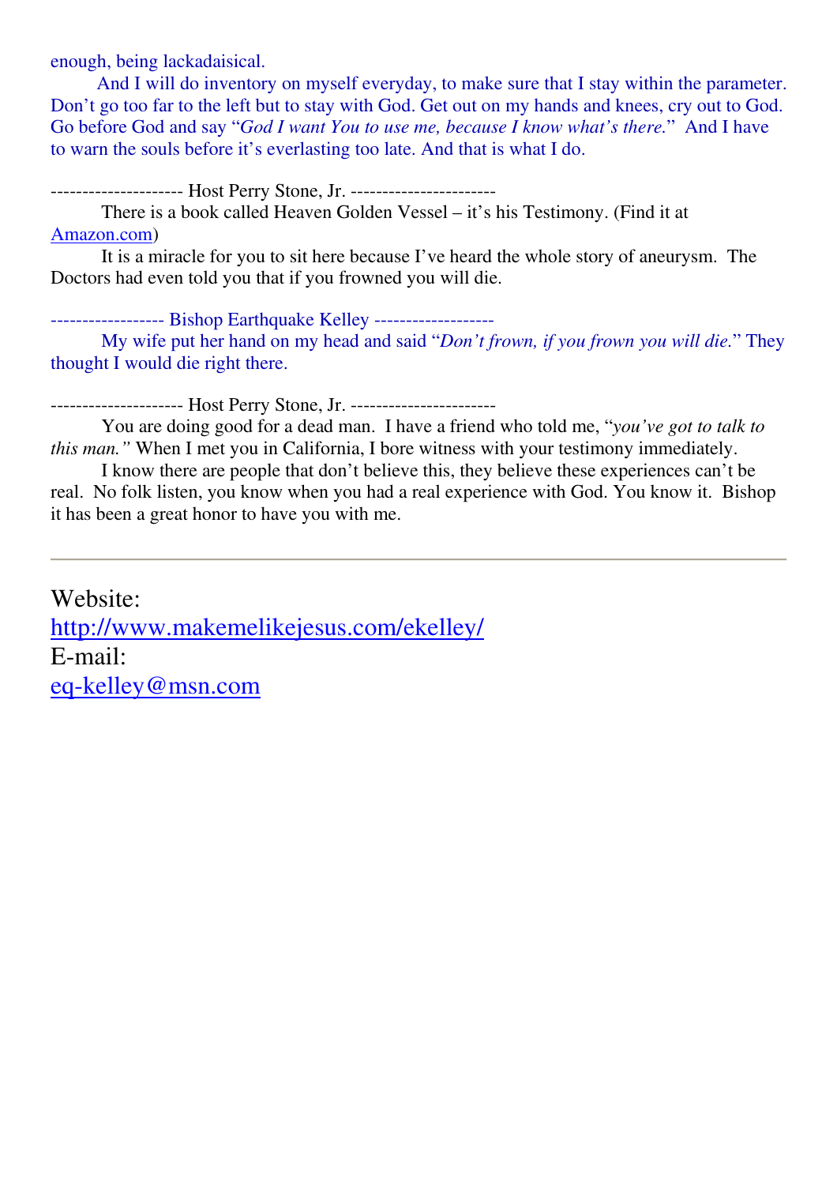enough, being lackadaisical.

And I will do inventory on myself everyday, to make sure that I stay within the parameter. Don't go too far to the left but to stay with God. Get out on my hands and knees, cry out to God. Go before God and say "*God I want You to use me, because I know what's there.*" And I have to warn the souls before it's everlasting too late. And that is what I do.

--------------------- Host Perry Stone, Jr. -----------------------

There is a book called Heaven Golden Vessel – it's his Testimony. (Find it at [Amazon.com](Amazon.com))

It is a miracle for you to sit here because I've heard the whole story of aneurysm. The Doctors had even told you that if you frowned you will die.

------------------ Bishop Earthquake Kelley -------------------

My wife put her hand on my head and said "*Don't frown, if you frown you will die.*" They thought I would die right there.

--------------------- Host Perry Stone, Jr. -----------------------

You are doing good for a dead man. I have a friend who told me, "*you've got to talk to this man.*" When I met you in California, I bore witness with your testimony immediately.

I know there are people that don't believe this, they believe these experiences can't be real. No folk listen, you know when you had a real experience with God. You know it. Bishop it has been a great honor to have you with me.

---

Website:
[http://www.makemelikejesus.com/ekelley/](http://www.makemelikejesus.com/ekelley/)
E-mail:
[eq-kelley@msn.com](mailto:eq-kelley@msn.com)